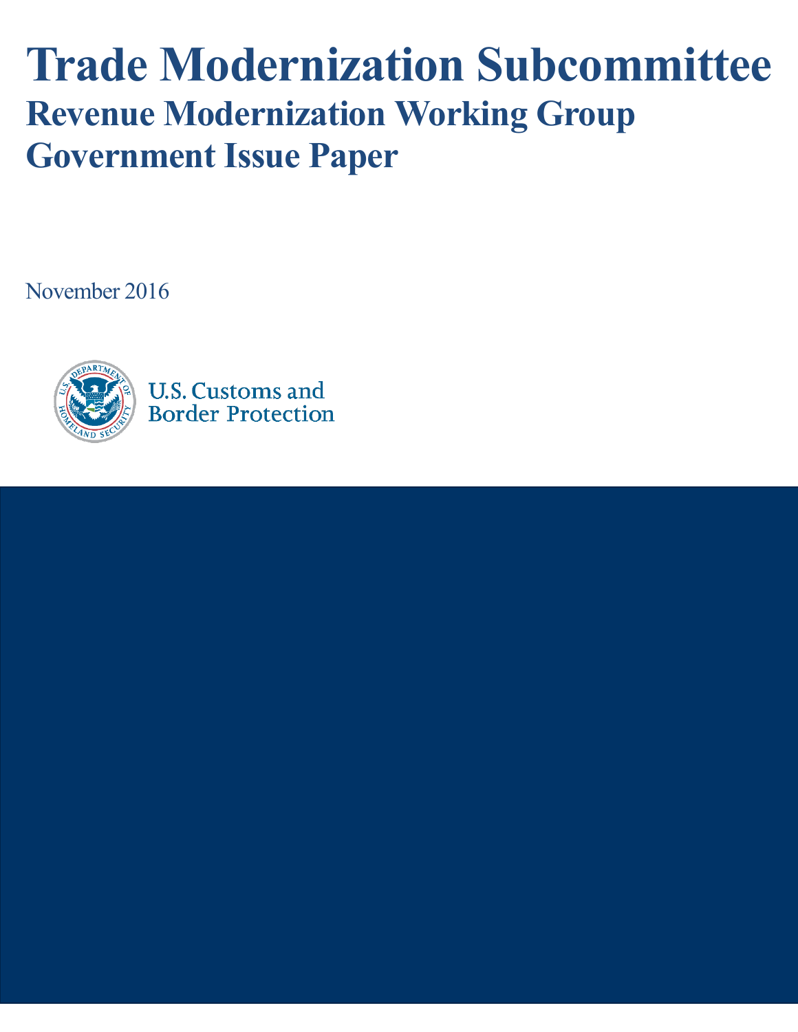# Trade Modernization Subcommittee

## Revenue Modernization Working Group

## Government Issue Paper

November 2016

U.S. Customs and Border Protection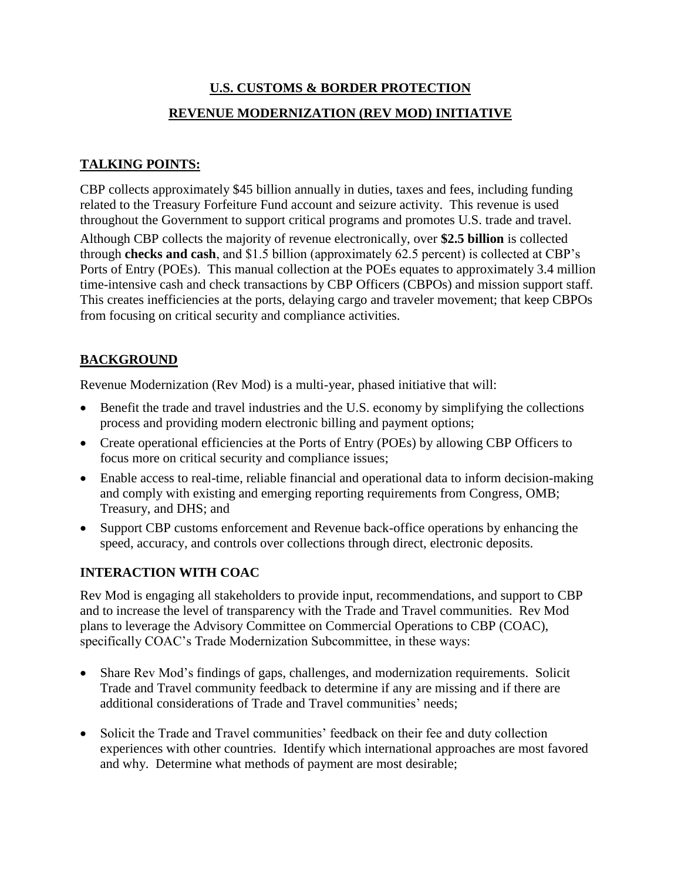# U.S. CUSTOMS & BORDER PROTECTION

# REVENUE MODERNIZATION (REV MOD) INITIATIVE

## TALKING POINTS:

CBP collects approximately $45 billion annually in duties, taxes and fees, including funding related to the Treasury Forfeiture Fund account and seizure activity. This revenue is used throughout the Government to support critical programs and promotes U.S. trade and travel.

Although CBP collects the majority of revenue electronically, over **$2.5 billion** is collected through **checks and cash**, and $1.5 billion (approximately 62.5 percent) is collected at CBP's Ports of Entry (POEs). This manual collection at the POEs equates to approximately 3.4 million time-intensive cash and check transactions by CBP Officers (CBPOs) and mission support staff. This creates inefficiencies at the ports, delaying cargo and traveler movement; that keep CBPOs from focusing on critical security and compliance activities.

## BACKGROUND

Revenue Modernization (Rev Mod) is a multi-year, phased initiative that will:

- Benefit the trade and travel industries and the U.S. economy by simplifying the collections process and providing modern electronic billing and payment options;
- Create operational efficiencies at the Ports of Entry (POEs) by allowing CBP Officers to focus more on critical security and compliance issues;
- Enable access to real-time, reliable financial and operational data to inform decision-making and comply with existing and emerging reporting requirements from Congress, OMB; Treasury, and DHS; and
- Support CBP customs enforcement and Revenue back-office operations by enhancing the speed, accuracy, and controls over collections through direct, electronic deposits.

## INTERACTION WITH COAC

Rev Mod is engaging all stakeholders to provide input, recommendations, and support to CBP and to increase the level of transparency with the Trade and Travel communities. Rev Mod plans to leverage the Advisory Committee on Commercial Operations to CBP (COAC), specifically COAC's Trade Modernization Subcommittee, in these ways:

- Share Rev Mod's findings of gaps, challenges, and modernization requirements. Solicit Trade and Travel community feedback to determine if any are missing and if there are additional considerations of Trade and Travel communities' needs;
- Solicit the Trade and Travel communities' feedback on their fee and duty collection experiences with other countries. Identify which international approaches are most favored and why. Determine what methods of payment are most desirable;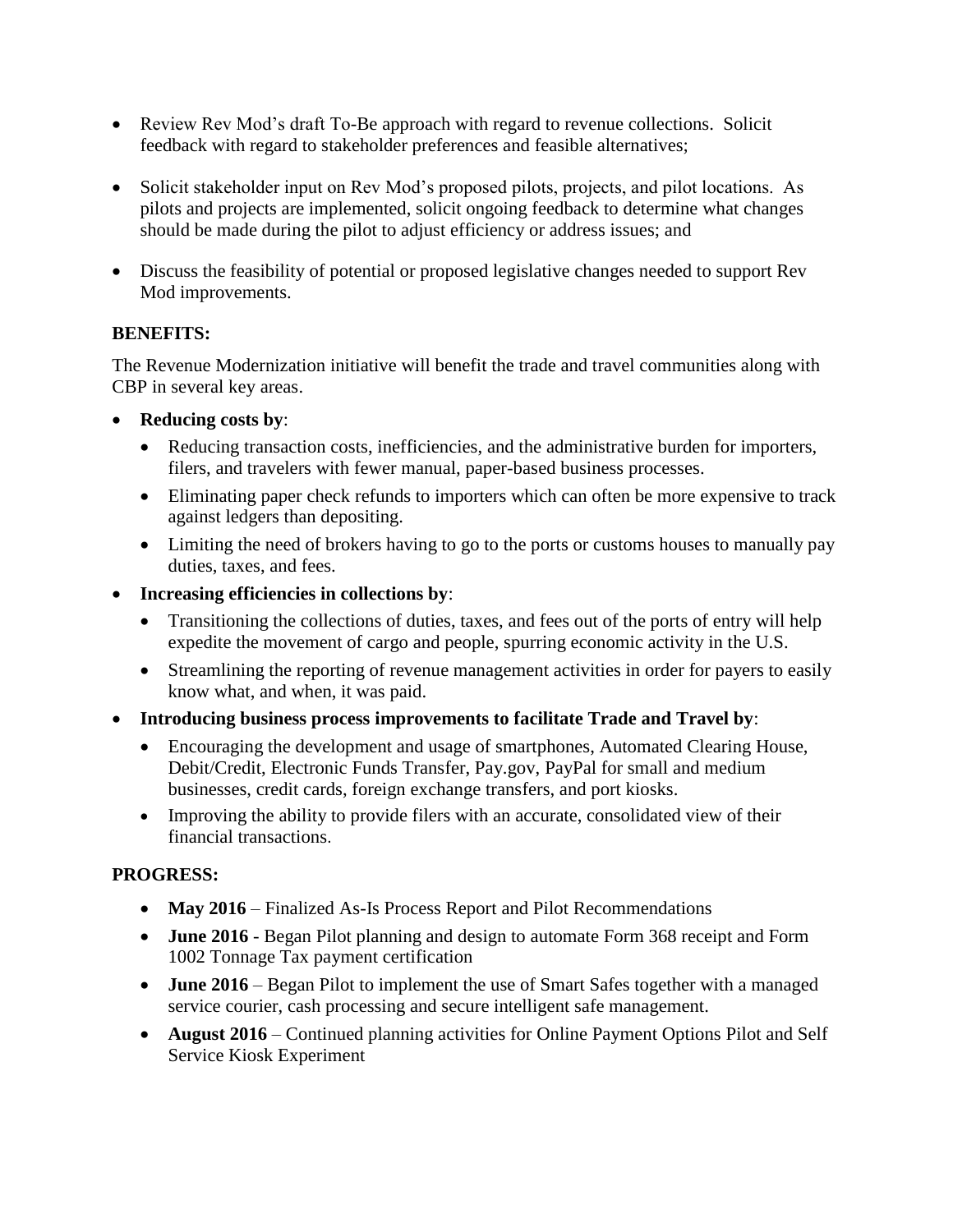- Review Rev Mod's draft To-Be approach with regard to revenue collections. Solicit feedback with regard to stakeholder preferences and feasible alternatives;
- Solicit stakeholder input on Rev Mod's proposed pilots, projects, and pilot locations. As pilots and projects are implemented, solicit ongoing feedback to determine what changes should be made during the pilot to adjust efficiency or address issues; and
- Discuss the feasibility of potential or proposed legislative changes needed to support Rev Mod improvements.

**BENEFITS:**

The Revenue Modernization initiative will benefit the trade and travel communities along with CBP in several key areas.

- **Reducing costs by**:
  - Reducing transaction costs, inefficiencies, and the administrative burden for importers, filers, and travelers with fewer manual, paper-based business processes.
  - Eliminating paper check refunds to importers which can often be more expensive to track against ledgers than depositing.
  - Limiting the need of brokers having to go to the ports or customs houses to manually pay duties, taxes, and fees.
- **Increasing efficiencies in collections by**:
  - Transitioning the collections of duties, taxes, and fees out of the ports of entry will help expedite the movement of cargo and people, spurring economic activity in the U.S.
  - Streamlining the reporting of revenue management activities in order for payers to easily know what, and when, it was paid.
- **Introducing business process improvements to facilitate Trade and Travel by**:
  - Encouraging the development and usage of smartphones, Automated Clearing House, Debit/Credit, Electronic Funds Transfer, Pay.gov, PayPal for small and medium businesses, credit cards, foreign exchange transfers, and port kiosks.
  - Improving the ability to provide filers with an accurate, consolidated view of their financial transactions.

**PROGRESS:**

- **May 2016** – Finalized As-Is Process Report and Pilot Recommendations
- **June 2016** - Began Pilot planning and design to automate Form 368 receipt and Form 1002 Tonnage Tax payment certification
- **June 2016** – Began Pilot to implement the use of Smart Safes together with a managed service courier, cash processing and secure intelligent safe management.
- **August 2016** – Continued planning activities for Online Payment Options Pilot and Self Service Kiosk Experiment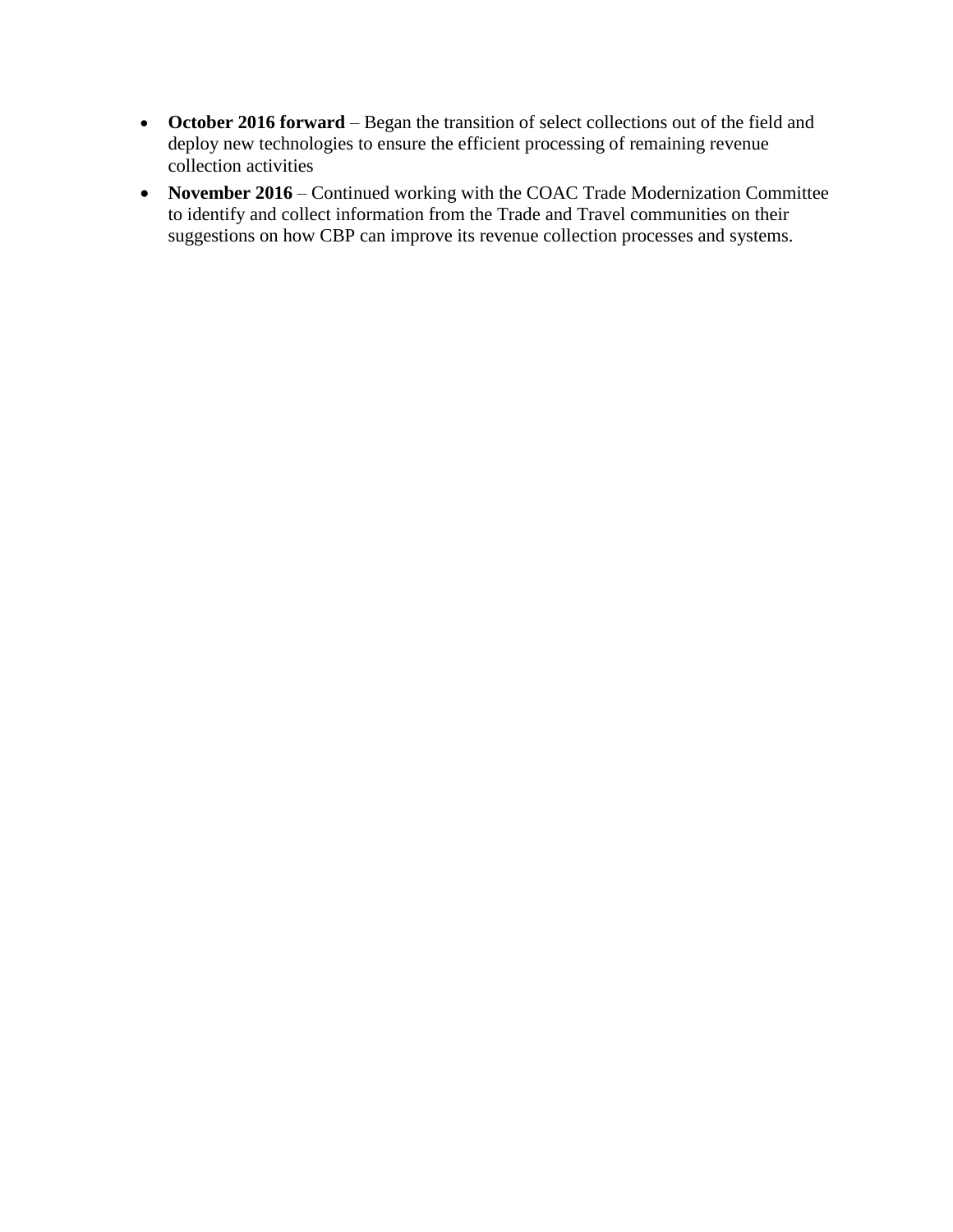- **October 2016 forward** – Began the transition of select collections out of the field and deploy new technologies to ensure the efficient processing of remaining revenue collection activities
- **November 2016** – Continued working with the COAC Trade Modernization Committee to identify and collect information from the Trade and Travel communities on their suggestions on how CBP can improve its revenue collection processes and systems.